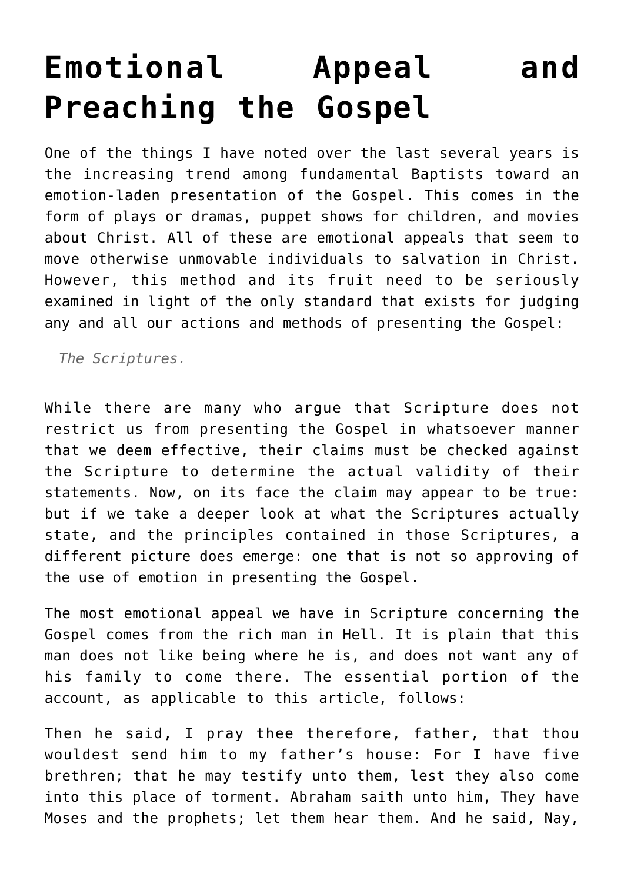# Emotional Appeal and Preaching the Gospel

One of the things I have noted over the last several years is the increasing trend among fundamental Baptists toward an emotion-laden presentation of the Gospel. This comes in the form of plays or dramas, puppet shows for children, and movies about Christ. All of these are emotional appeals that seem to move otherwise unmovable individuals to salvation in Christ. However, this method and its fruit need to be seriously examined in light of the only standard that exists for judging any and all our actions and methods of presenting the Gospel:

> *The Scriptures.*

While there are many who argue that Scripture does not restrict us from presenting the Gospel in whatsoever manner that we deem effective, their claims must be checked against the Scripture to determine the actual validity of their statements. Now, on its face the claim may appear to be true: but if we take a deeper look at what the Scriptures actually state, and the principles contained in those Scriptures, a different picture does emerge: one that is not so approving of the use of emotion in presenting the Gospel.

The most emotional appeal we have in Scripture concerning the Gospel comes from the rich man in Hell. It is plain that this man does not like being where he is, and does not want any of his family to come there. The essential portion of the account, as applicable to this article, follows:

Then he said, I pray thee therefore, father, that thou wouldest send him to my father's house: For I have five brethren; that he may testify unto them, lest they also come into this place of torment. Abraham saith unto him, They have Moses and the prophets; let them hear them. And he said, Nay,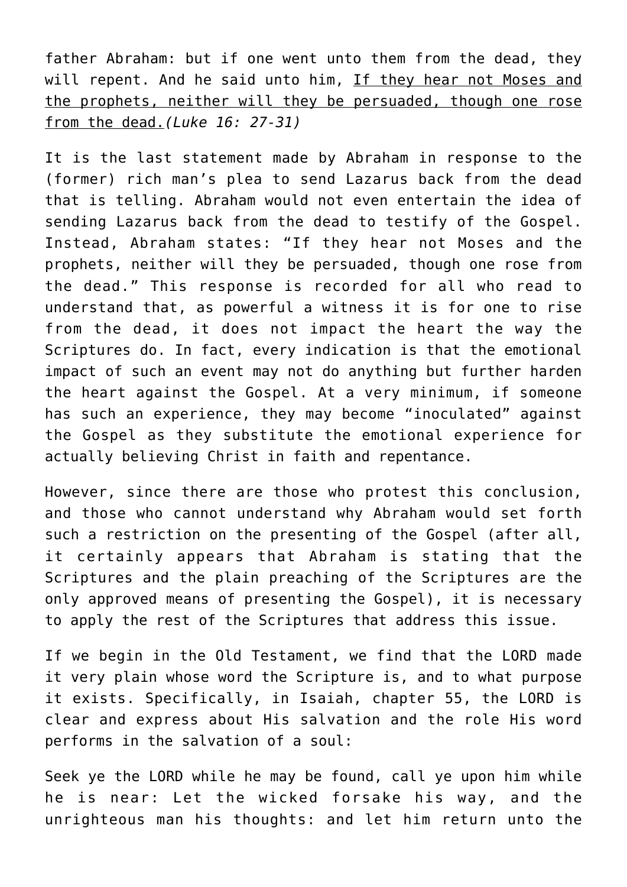father Abraham: but if one went unto them from the dead, they will repent. And he said unto him, <u>If they hear not Moses and the prophets, neither will they be persuaded, though one rose from the dead.</u>*(Luke 16: 27-31)*

It is the last statement made by Abraham in response to the (former) rich man's plea to send Lazarus back from the dead that is telling. Abraham would not even entertain the idea of sending Lazarus back from the dead to testify of the Gospel. Instead, Abraham states: "If they hear not Moses and the prophets, neither will they be persuaded, though one rose from the dead." This response is recorded for all who read to understand that, as powerful a witness it is for one to rise from the dead, it does not impact the heart the way the Scriptures do. In fact, every indication is that the emotional impact of such an event may not do anything but further harden the heart against the Gospel. At a very minimum, if someone has such an experience, they may become "inoculated" against the Gospel as they substitute the emotional experience for actually believing Christ in faith and repentance.

However, since there are those who protest this conclusion, and those who cannot understand why Abraham would set forth such a restriction on the presenting of the Gospel (after all, it certainly appears that Abraham is stating that the Scriptures and the plain preaching of the Scriptures are the only approved means of presenting the Gospel), it is necessary to apply the rest of the Scriptures that address this issue.

If we begin in the Old Testament, we find that the LORD made it very plain whose word the Scripture is, and to what purpose it exists. Specifically, in Isaiah, chapter 55, the LORD is clear and express about His salvation and the role His word performs in the salvation of a soul:

Seek ye the LORD while he may be found, call ye upon him while he is near: Let the wicked forsake his way, and the unrighteous man his thoughts: and let him return unto the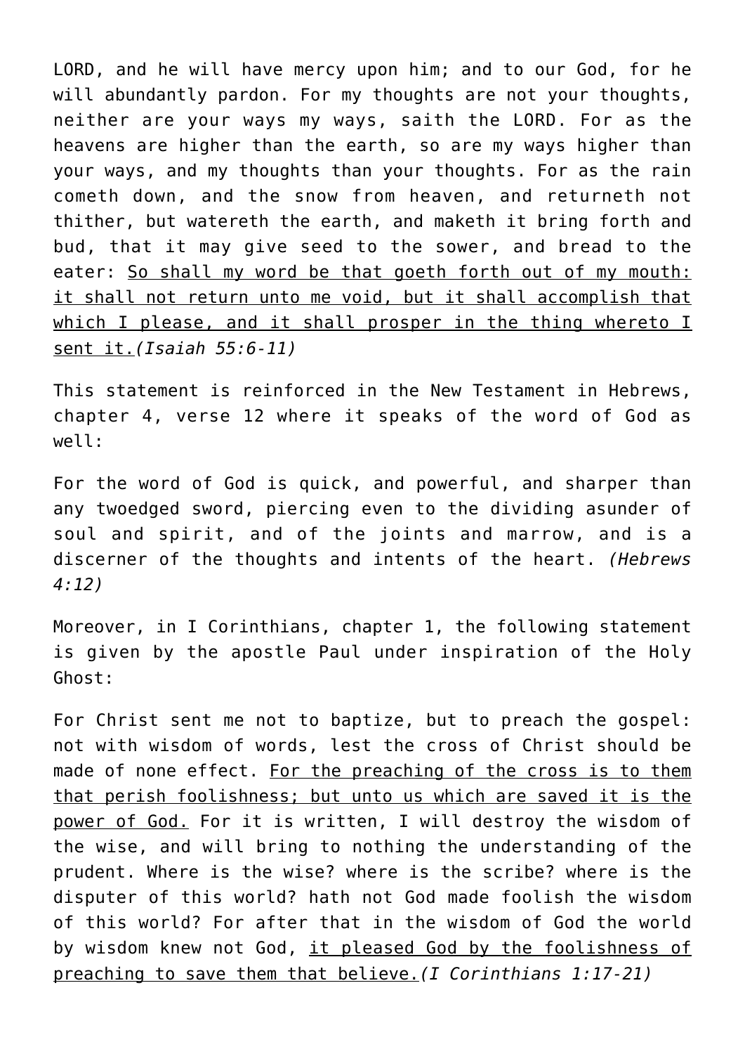LORD, and he will have mercy upon him; and to our God, for he will abundantly pardon. For my thoughts are not your thoughts, neither are your ways my ways, saith the LORD. For as the heavens are higher than the earth, so are my ways higher than your ways, and my thoughts than your thoughts. For as the rain cometh down, and the snow from heaven, and returneth not thither, but watereth the earth, and maketh it bring forth and bud, that it may give seed to the sower, and bread to the eater: <u>So shall my word be that goeth forth out of my mouth: it shall not return unto me void, but it shall accomplish that which I please, and it shall prosper in the thing whereto I sent it.</u>*(Isaiah 55:6-11)*

This statement is reinforced in the New Testament in Hebrews, chapter 4, verse 12 where it speaks of the word of God as well:

For the word of God is quick, and powerful, and sharper than any twoedged sword, piercing even to the dividing asunder of soul and spirit, and of the joints and marrow, and is a discerner of the thoughts and intents of the heart. *(Hebrews 4:12)*

Moreover, in I Corinthians, chapter 1, the following statement is given by the apostle Paul under inspiration of the Holy Ghost:

For Christ sent me not to baptize, but to preach the gospel: not with wisdom of words, lest the cross of Christ should be made of none effect. <u>For the preaching of the cross is to them that perish foolishness; but unto us which are saved it is the power of God.</u> For it is written, I will destroy the wisdom of the wise, and will bring to nothing the understanding of the prudent. Where is the wise? where is the scribe? where is the disputer of this world? hath not God made foolish the wisdom of this world? For after that in the wisdom of God the world by wisdom knew not God, <u>it pleased God by the foolishness of preaching to save them that believe.</u>*(I Corinthians 1:17-21)*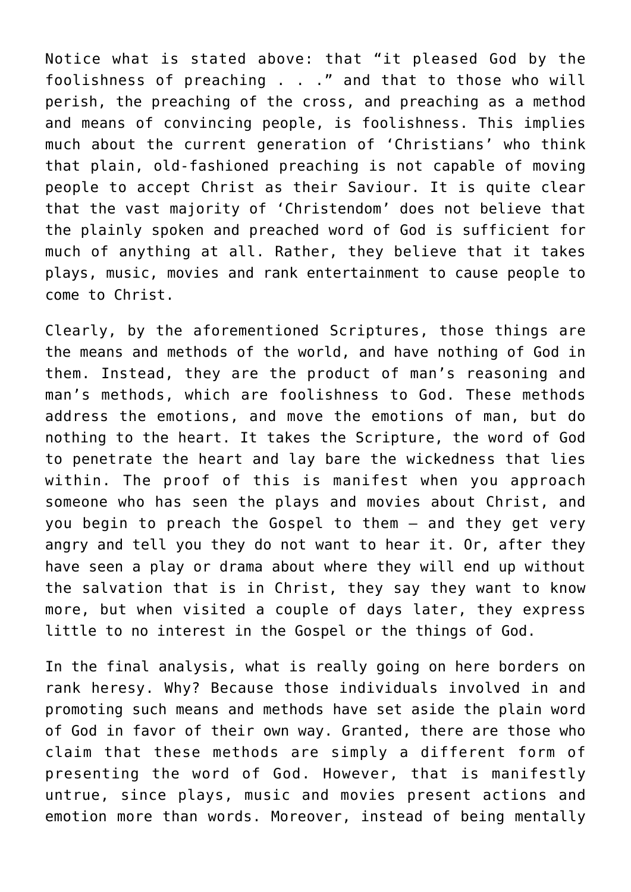Notice what is stated above: that “it pleased God by the foolishness of preaching . . .” and that to those who will perish, the preaching of the cross, and preaching as a method and means of convincing people, is foolishness. This implies much about the current generation of ‘Christians’ who think that plain, old-fashioned preaching is not capable of moving people to accept Christ as their Saviour. It is quite clear that the vast majority of ‘Christendom’ does not believe that the plainly spoken and preached word of God is sufficient for much of anything at all. Rather, they believe that it takes plays, music, movies and rank entertainment to cause people to come to Christ.

Clearly, by the aforementioned Scriptures, those things are the means and methods of the world, and have nothing of God in them. Instead, they are the product of man’s reasoning and man’s methods, which are foolishness to God. These methods address the emotions, and move the emotions of man, but do nothing to the heart. It takes the Scripture, the word of God to penetrate the heart and lay bare the wickedness that lies within. The proof of this is manifest when you approach someone who has seen the plays and movies about Christ, and you begin to preach the Gospel to them – and they get very angry and tell you they do not want to hear it. Or, after they have seen a play or drama about where they will end up without the salvation that is in Christ, they say they want to know more, but when visited a couple of days later, they express little to no interest in the Gospel or the things of God.

In the final analysis, what is really going on here borders on rank heresy. Why? Because those individuals involved in and promoting such means and methods have set aside the plain word of God in favor of their own way. Granted, there are those who claim that these methods are simply a different form of presenting the word of God. However, that is manifestly untrue, since plays, music and movies present actions and emotion more than words. Moreover, instead of being mentally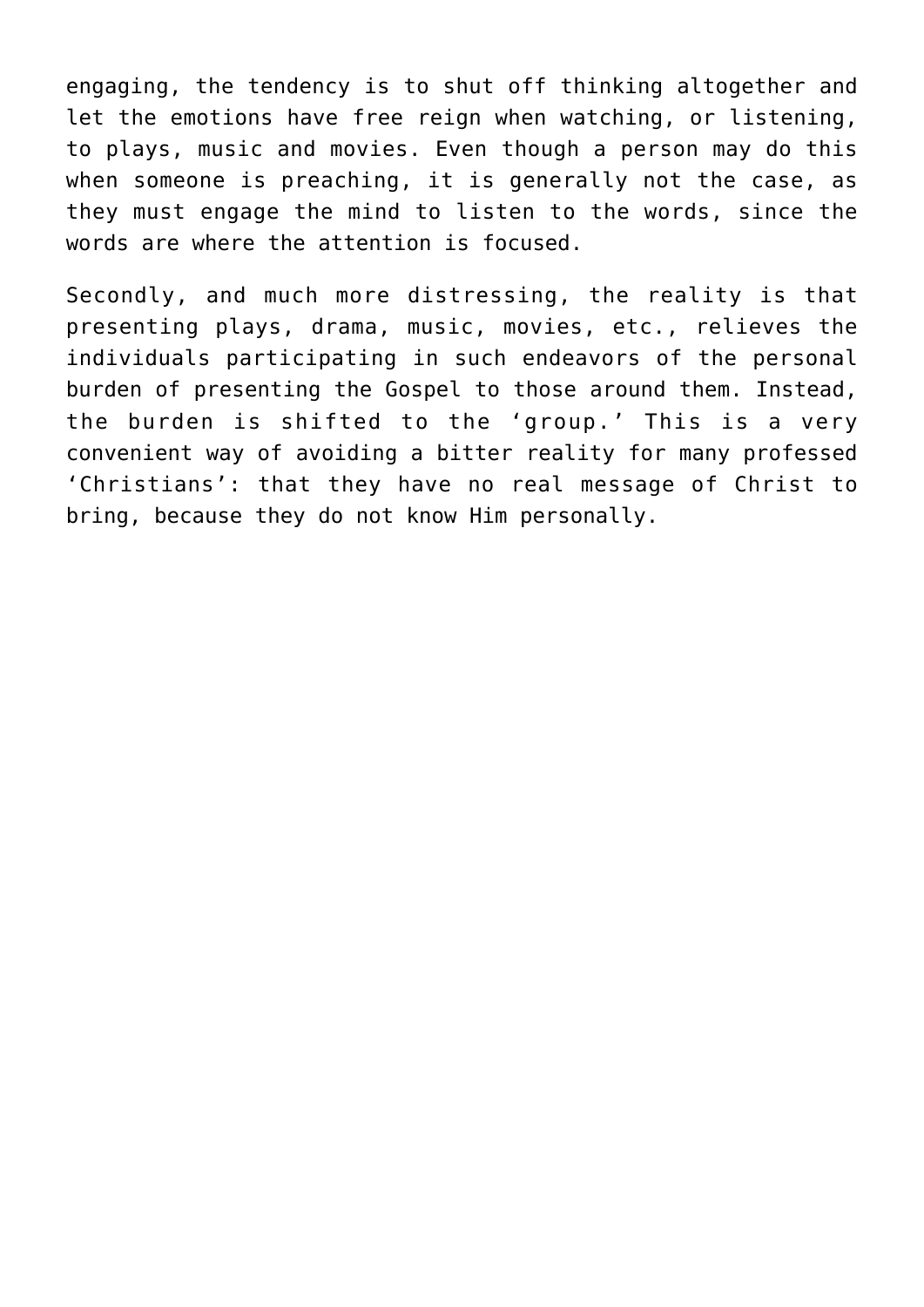engaging, the tendency is to shut off thinking altogether and let the emotions have free reign when watching, or listening, to plays, music and movies. Even though a person may do this when someone is preaching, it is generally not the case, as they must engage the mind to listen to the words, since the words are where the attention is focused.

Secondly, and much more distressing, the reality is that presenting plays, drama, music, movies, etc., relieves the individuals participating in such endeavors of the personal burden of presenting the Gospel to those around them. Instead, the burden is shifted to the ‘group.’ This is a very convenient way of avoiding a bitter reality for many professed ‘Christians’: that they have no real message of Christ to bring, because they do not know Him personally.